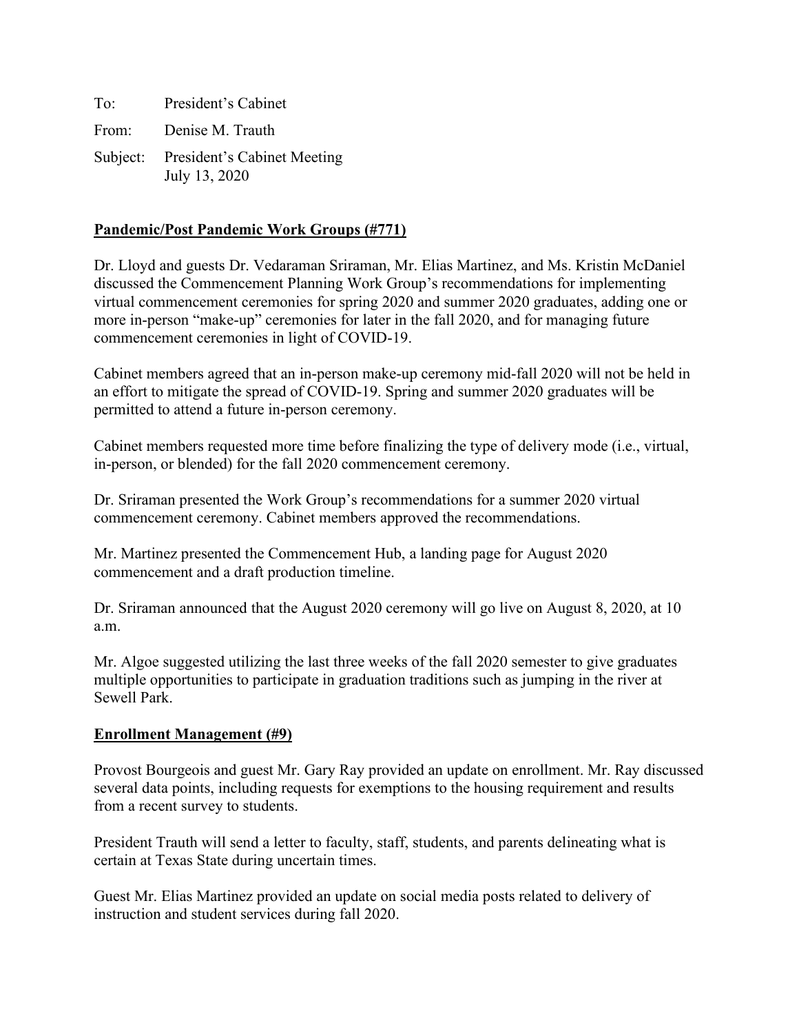To: President's Cabinet

From: Denise M. Trauth

Subject: President's Cabinet Meeting
July 13, 2020

**Pandemic/Post Pandemic Work Groups (#771)**

Dr. Lloyd and guests Dr. Vedaraman Sriraman, Mr. Elias Martinez, and Ms. Kristin McDaniel discussed the Commencement Planning Work Group's recommendations for implementing virtual commencement ceremonies for spring 2020 and summer 2020 graduates, adding one or more in-person "make-up" ceremonies for later in the fall 2020, and for managing future commencement ceremonies in light of COVID-19.

Cabinet members agreed that an in-person make-up ceremony mid-fall 2020 will not be held in an effort to mitigate the spread of COVID-19. Spring and summer 2020 graduates will be permitted to attend a future in-person ceremony.

Cabinet members requested more time before finalizing the type of delivery mode (i.e., virtual, in-person, or blended) for the fall 2020 commencement ceremony.

Dr. Sriraman presented the Work Group's recommendations for a summer 2020 virtual commencement ceremony. Cabinet members approved the recommendations.

Mr. Martinez presented the Commencement Hub, a landing page for August 2020 commencement and a draft production timeline.

Dr. Sriraman announced that the August 2020 ceremony will go live on August 8, 2020, at 10 a.m.

Mr. Algoe suggested utilizing the last three weeks of the fall 2020 semester to give graduates multiple opportunities to participate in graduation traditions such as jumping in the river at Sewell Park.

**Enrollment Management (#9)**

Provost Bourgeois and guest Mr. Gary Ray provided an update on enrollment. Mr. Ray discussed several data points, including requests for exemptions to the housing requirement and results from a recent survey to students.

President Trauth will send a letter to faculty, staff, students, and parents delineating what is certain at Texas State during uncertain times.

Guest Mr. Elias Martinez provided an update on social media posts related to delivery of instruction and student services during fall 2020.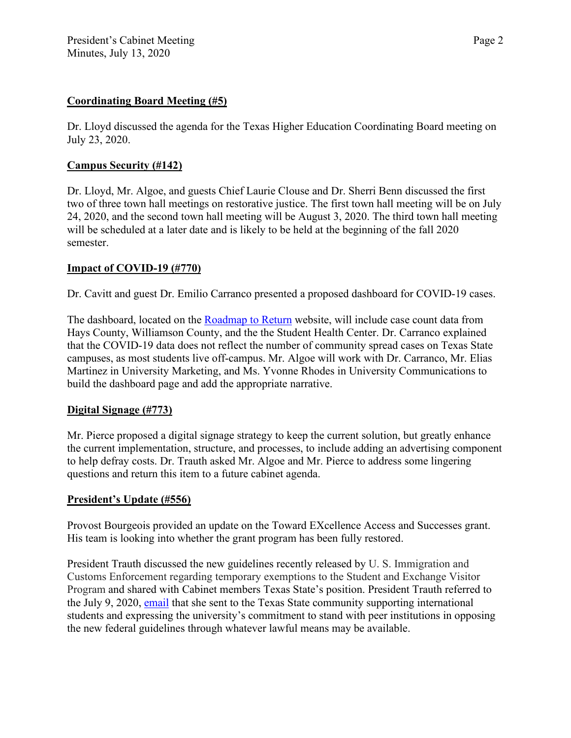**Coordinating Board Meeting (#5)**

Dr. Lloyd discussed the agenda for the Texas Higher Education Coordinating Board meeting on July 23, 2020.

**Campus Security (#142)**

Dr. Lloyd, Mr. Algoe, and guests Chief Laurie Clouse and Dr. Sherri Benn discussed the first two of three town hall meetings on restorative justice. The first town hall meeting will be on July 24, 2020, and the second town hall meeting will be August 3, 2020. The third town hall meeting will be scheduled at a later date and is likely to be held at the beginning of the fall 2020 semester.

**Impact of COVID-19 (#770)**

Dr. Cavitt and guest Dr. Emilio Carranco presented a proposed dashboard for COVID-19 cases.

The dashboard, located on the Roadmap to Return website, will include case count data from Hays County, Williamson County, and the the Student Health Center. Dr. Carranco explained that the COVID-19 data does not reflect the number of community spread cases on Texas State campuses, as most students live off-campus. Mr. Algoe will work with Dr. Carranco, Mr. Elias Martinez in University Marketing, and Ms. Yvonne Rhodes in University Communications to build the dashboard page and add the appropriate narrative.

**Digital Signage (#773)**

Mr. Pierce proposed a digital signage strategy to keep the current solution, but greatly enhance the current implementation, structure, and processes, to include adding an advertising component to help defray costs. Dr. Trauth asked Mr. Algoe and Mr. Pierce to address some lingering questions and return this item to a future cabinet agenda.

**President's Update (#556)**

Provost Bourgeois provided an update on the Toward EXcellence Access and Successes grant. His team is looking into whether the grant program has been fully restored.

President Trauth discussed the new guidelines recently released by U. S. Immigration and Customs Enforcement regarding temporary exemptions to the Student and Exchange Visitor Program and shared with Cabinet members Texas State's position. President Trauth referred to the July 9, 2020, email that she sent to the Texas State community supporting international students and expressing the university's commitment to stand with peer institutions in opposing the new federal guidelines through whatever lawful means may be available.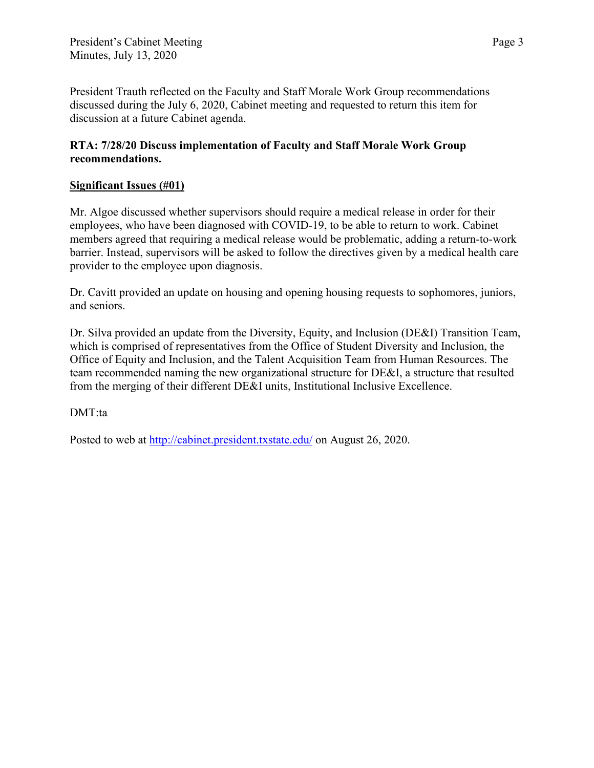President Trauth reflected on the Faculty and Staff Morale Work Group recommendations discussed during the July 6, 2020, Cabinet meeting and requested to return this item for discussion at a future Cabinet agenda.

**RTA: 7/28/20 Discuss implementation of Faculty and Staff Morale Work Group recommendations.**

**Significant Issues (#01)**

Mr. Algoe discussed whether supervisors should require a medical release in order for their employees, who have been diagnosed with COVID-19, to be able to return to work. Cabinet members agreed that requiring a medical release would be problematic, adding a return-to-work barrier. Instead, supervisors will be asked to follow the directives given by a medical health care provider to the employee upon diagnosis.

Dr. Cavitt provided an update on housing and opening housing requests to sophomores, juniors, and seniors.

Dr. Silva provided an update from the Diversity, Equity, and Inclusion (DE&I) Transition Team, which is comprised of representatives from the Office of Student Diversity and Inclusion, the Office of Equity and Inclusion, and the Talent Acquisition Team from Human Resources. The team recommended naming the new organizational structure for DE&I, a structure that resulted from the merging of their different DE&I units, Institutional Inclusive Excellence.

DMT:ta

Posted to web at http://cabinet.president.txstate.edu/ on August 26, 2020.